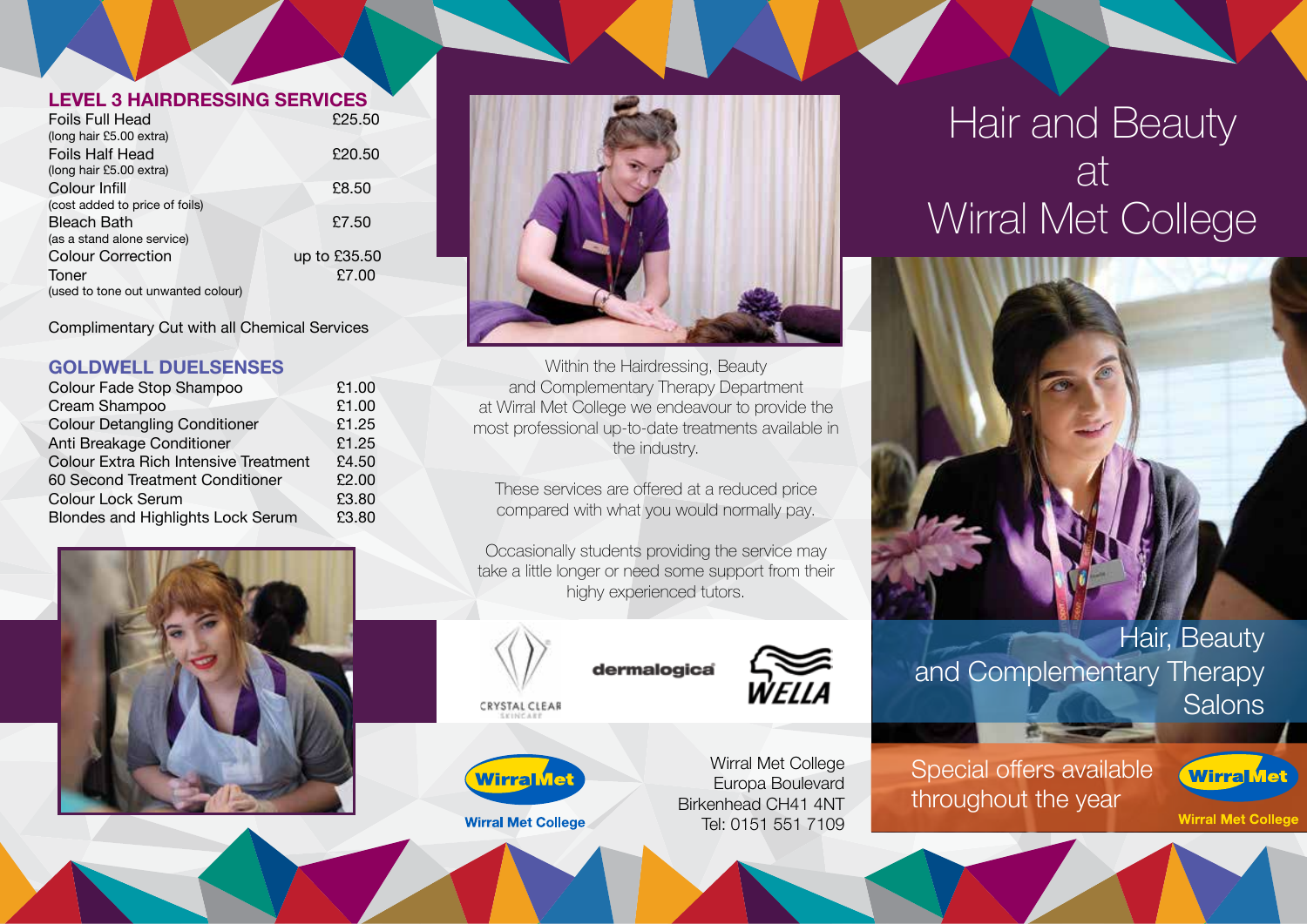## LEVEL 3 HAIRDRESSING SERVICES

| Service | Price |
|---|---|
| Foils Full Head (long hair £5.00 extra) | £25.50 |
| Foils Half Head (long hair £5.00 extra) | £20.50 |
| Colour Infill (cost added to price of foils) | £8.50 |
| Bleach Bath (as a stand alone service) | £7.50 |
| Colour Correction | up to £35.50 |
| Toner (used to tone out unwanted colour) | £7.00 |

Complimentary Cut with all Chemical Services

## GOLDWELL DUELSENSES

| Product | Price |
|---|---|
| Colour Fade Stop Shampoo | £1.00 |
| Cream Shampoo | £1.00 |
| Colour Detangling Conditioner | £1.25 |
| Anti Breakage Conditioner | £1.25 |
| Colour Extra Rich Intensive Treatment | £4.50 |
| 60 Second Treatment Conditioner | £2.00 |
| Colour Lock Serum | £3.80 |
| Blondes and Highlights Lock Serum | £3.80 |

Within the Hairdressing, Beauty and Complementary Therapy Department at Wirral Met College we endeavour to provide the most professional up-to-date treatments available in the industry.

These services are offered at a reduced price compared with what you would normally pay.

Occasionally students providing the service may take a little longer or need some support from their highy experienced tutors.

CRYSTAL CLEAR SKINCARE

dermalogica

WELLA

WirralMet

Wirral Met College

Wirral Met College
Europa Boulevard
Birkenhead CH41 4NT
Tel: 0151 551 7109

# Hair and Beauty at Wirral Met College

## Hair, Beauty and Complementary Therapy Salons

Special offers available throughout the year

WirralMet

Wirral Met College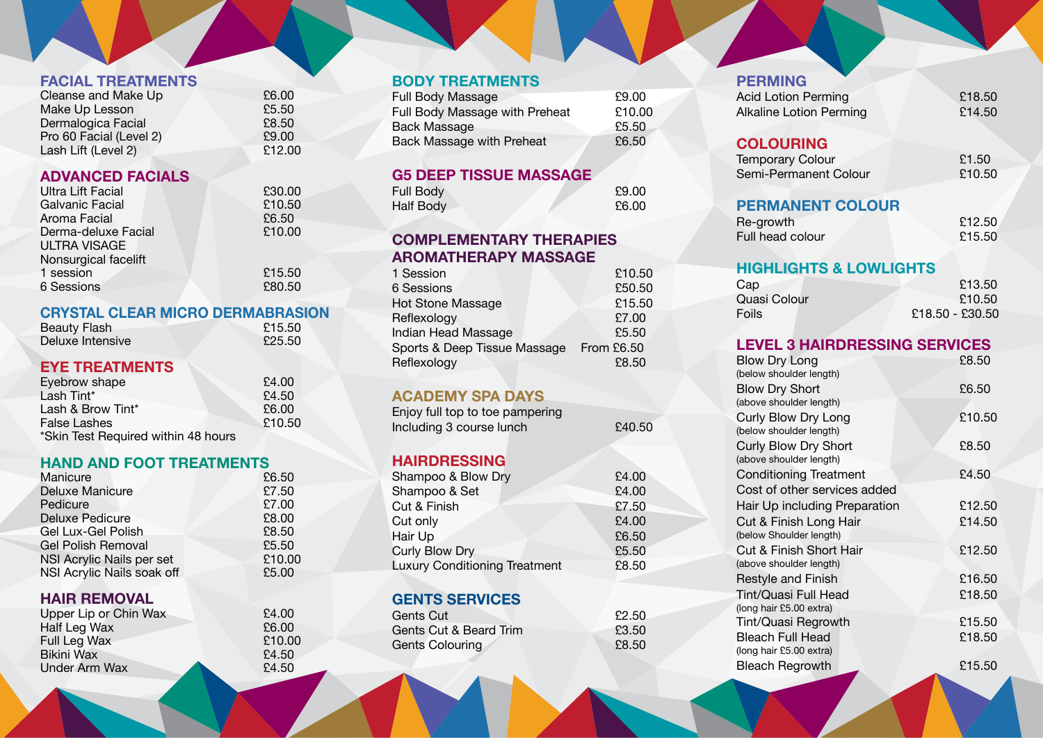## FACIAL TREATMENTS

| | |
|---|---|
| Cleanse and Make Up | £6.00 |
| Make Up Lesson | £5.50 |
| Dermalogica Facial | £8.50 |
| Pro 60 Facial (Level 2) | £9.00 |
| Lash Lift (Level 2) | £12.00 |

## ADVANCED FACIALS

| | |
|---|---|
| Ultra Lift Facial | £30.00 |
| Galvanic Facial | £10.50 |
| Aroma Facial | £6.50 |
| Derma-deluxe Facial | £10.00 |
| ULTRA VISAGE | |
| Nonsurgical facelift | |
| 1 session | £15.50 |
| 6 Sessions | £80.50 |

## CRYSTAL CLEAR MICRO DERMABRASION

| | |
|---|---|
| Beauty Flash | £15.50 |
| Deluxe Intensive | £25.50 |

## EYE TREATMENTS

| | |
|---|---|
| Eyebrow shape | £4.00 |
| Lash Tint* | £4.50 |
| Lash & Brow Tint* | £6.00 |
| False Lashes | £10.50 |

*Skin Test Required within 48 hours

## HAND AND FOOT TREATMENTS

| | |
|---|---|
| Manicure | £6.50 |
| Deluxe Manicure | £7.50 |
| Pedicure | £7.00 |
| Deluxe Pedicure | £8.00 |
| Gel Lux-Gel Polish | £8.50 |
| Gel Polish Removal | £5.50 |
| NSI Acrylic Nails per set | £10.00 |
| NSI Acrylic Nails soak off | £5.00 |

## HAIR REMOVAL

| | |
|---|---|
| Upper Lip or Chin Wax | £4.00 |
| Half Leg Wax | £6.00 |
| Full Leg Wax | £10.00 |
| Bikini Wax | £4.50 |
| Under Arm Wax | £4.50 |

## BODY TREATMENTS

| | |
|---|---|
| Full Body Massage | £9.00 |
| Full Body Massage with Preheat | £10.00 |
| Back Massage | £5.50 |
| Back Massage with Preheat | £6.50 |

## G5 DEEP TISSUE MASSAGE

| | |
|---|---|
| Full Body | £9.00 |
| Half Body | £6.00 |

## COMPLEMENTARY THERAPIES

### AROMATHERAPY MASSAGE

| | |
|---|---|
| 1 Session | £10.50 |
| 6 Sessions | £50.50 |
| Hot Stone Massage | £15.50 |
| Reflexology | £7.00 |
| Indian Head Massage | £5.50 |
| Sports & Deep Tissue Massage | From £6.50 |
| Reflexology | £8.50 |

## ACADEMY SPA DAYS

| | |
|---|---|
| Enjoy full top to toe pampering Including 3 course lunch | £40.50 |

## HAIRDRESSING

| | |
|---|---|
| Shampoo & Blow Dry | £4.00 |
| Shampoo & Set | £4.00 |
| Cut & Finish | £7.50 |
| Cut only | £4.00 |
| Hair Up | £6.50 |
| Curly Blow Dry | £5.50 |
| Luxury Conditioning Treatment | £8.50 |

## GENTS SERVICES

| | |
|---|---|
| Gents Cut | £2.50 |
| Gents Cut & Beard Trim | £3.50 |
| Gents Colouring | £8.50 |

## PERMING

| | |
|---|---|
| Acid Lotion Perming | £18.50 |
| Alkaline Lotion Perming | £14.50 |

## COLOURING

| | |
|---|---|
| Temporary Colour | £1.50 |
| Semi-Permanent Colour | £10.50 |

## PERMANENT COLOUR

| | |
|---|---|
| Re-growth | £12.50 |
| Full head colour | £15.50 |

## HIGHLIGHTS & LOWLIGHTS

| | |
|---|---|
| Cap | £13.50 |
| Quasi Colour | £10.50 |
| Foils | £18.50 - £30.50 |

## LEVEL 3 HAIRDRESSING SERVICES

| | |
|---|---|
| Blow Dry Long (below shoulder length) | £8.50 |
| Blow Dry Short (above shoulder length) | £6.50 |
| Curly Blow Dry Long (below shoulder length) | £10.50 |
| Curly Blow Dry Short (above shoulder length) | £8.50 |
| Conditioning Treatment | £4.50 |
| Cost of other services added | |
| Hair Up including Preparation | £12.50 |
| Cut & Finish Long Hair (below Shoulder length) | £14.50 |
| Cut & Finish Short Hair (above shoulder length) | £12.50 |
| Restyle and Finish | £16.50 |
| Tint/Quasi Full Head (long hair £5.00 extra) | £18.50 |
| Tint/Quasi Regrowth | £15.50 |
| Bleach Full Head (long hair £5.00 extra) | £18.50 |
| Bleach Regrowth | £15.50 |